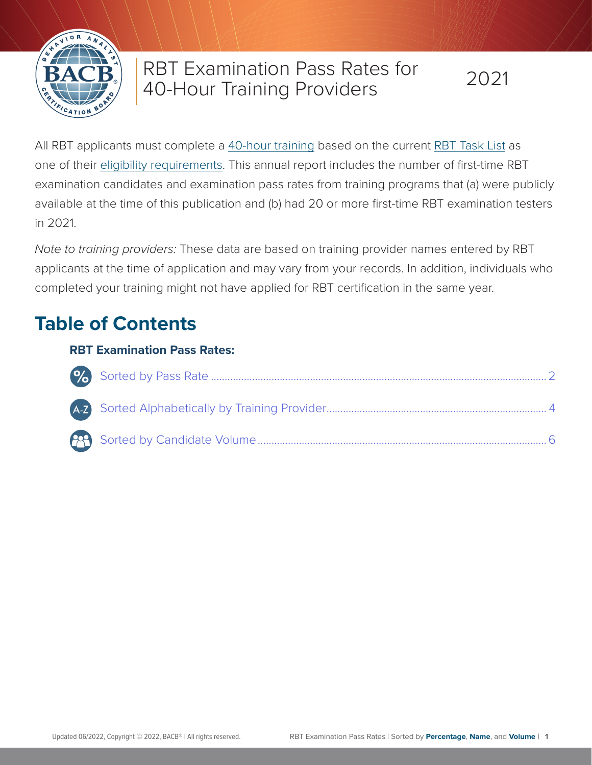# RBT Examination Pass Rates for 40-Hour Training Providers 2021

All RBT applicants must complete a 40-hour training based on the current RBT Task List as one of their eligibility requirements. This annual report includes the number of first-time RBT examination candidates and examination pass rates from training programs that (a) were publicly available at the time of this publication and (b) had 20 or more first-time RBT examination testers in 2021.

*Note to training providers:* These data are based on training provider names entered by RBT applicants at the time of application and may vary from your records. In addition, individuals who completed your training might not have applied for RBT certification in the same year.

## Table of Contents

### RBT Examination Pass Rates:

- Sorted by Pass Rate ........ 2
- Sorted Alphabetically by Training Provider ........ 4
- Sorted by Candidate Volume ........ 6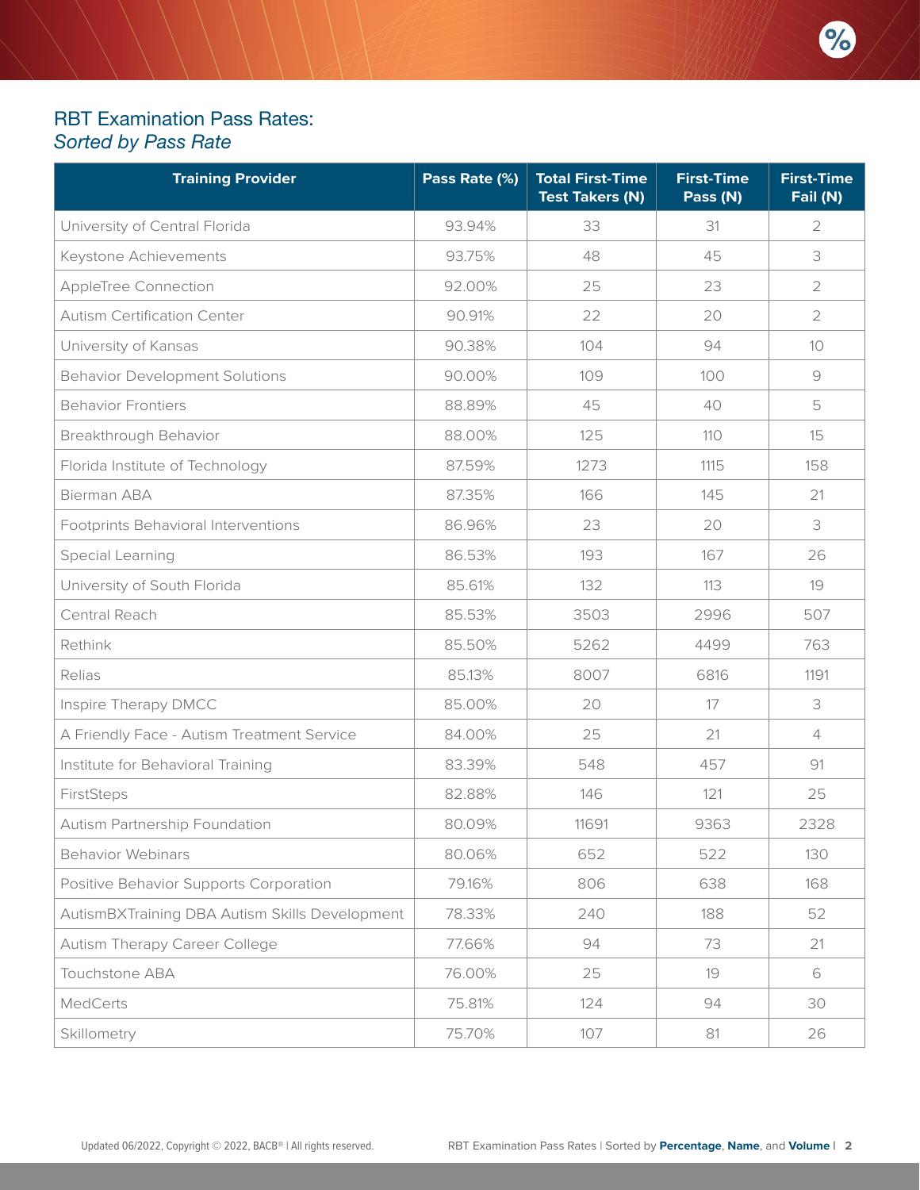## RBT Examination Pass Rates:
*Sorted by Pass Rate*

| Training Provider | Pass Rate (%) | Total First-Time Test Takers (N) | First-Time Pass (N) | First-Time Fail (N) |
|---|---|---|---|---|
| University of Central Florida | 93.94% | 33 | 31 | 2 |
| Keystone Achievements | 93.75% | 48 | 45 | 3 |
| AppleTree Connection | 92.00% | 25 | 23 | 2 |
| Autism Certification Center | 90.91% | 22 | 20 | 2 |
| University of Kansas | 90.38% | 104 | 94 | 10 |
| Behavior Development Solutions | 90.00% | 109 | 100 | 9 |
| Behavior Frontiers | 88.89% | 45 | 40 | 5 |
| Breakthrough Behavior | 88.00% | 125 | 110 | 15 |
| Florida Institute of Technology | 87.59% | 1273 | 1115 | 158 |
| Bierman ABA | 87.35% | 166 | 145 | 21 |
| Footprints Behavioral Interventions | 86.96% | 23 | 20 | 3 |
| Special Learning | 86.53% | 193 | 167 | 26 |
| University of South Florida | 85.61% | 132 | 113 | 19 |
| Central Reach | 85.53% | 3503 | 2996 | 507 |
| Rethink | 85.50% | 5262 | 4499 | 763 |
| Relias | 85.13% | 8007 | 6816 | 1191 |
| Inspire Therapy DMCC | 85.00% | 20 | 17 | 3 |
| A Friendly Face - Autism Treatment Service | 84.00% | 25 | 21 | 4 |
| Institute for Behavioral Training | 83.39% | 548 | 457 | 91 |
| FirstSteps | 82.88% | 146 | 121 | 25 |
| Autism Partnership Foundation | 80.09% | 11691 | 9363 | 2328 |
| Behavior Webinars | 80.06% | 652 | 522 | 130 |
| Positive Behavior Supports Corporation | 79.16% | 806 | 638 | 168 |
| AutismBXTraining DBA Autism Skills Development | 78.33% | 240 | 188 | 52 |
| Autism Therapy Career College | 77.66% | 94 | 73 | 21 |
| Touchstone ABA | 76.00% | 25 | 19 | 6 |
| MedCerts | 75.81% | 124 | 94 | 30 |
| Skillometry | 75.70% | 107 | 81 | 26 |

Updated 06/2022, Copyright © 2022, BACB® | All rights reserved.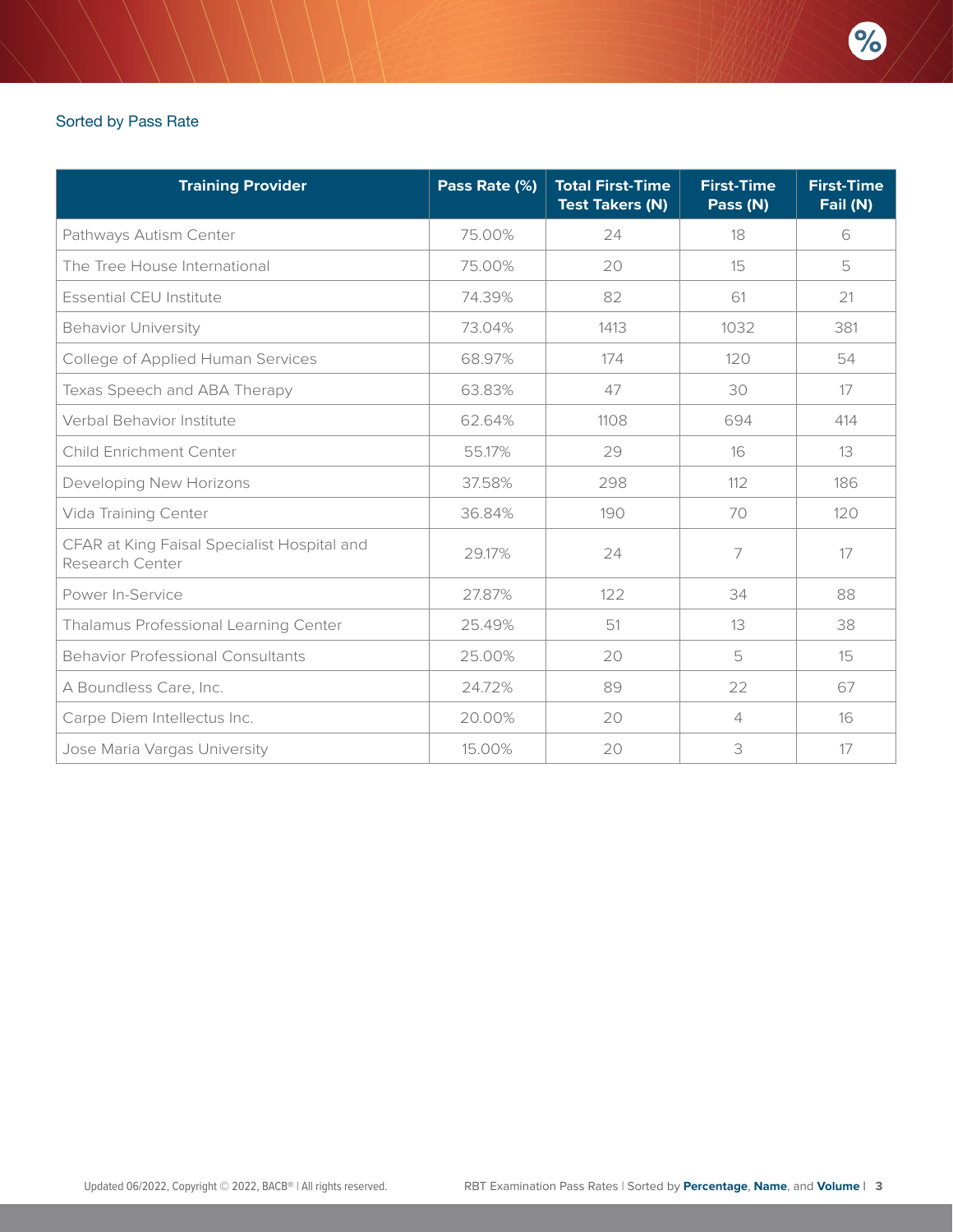Sorted by Pass Rate

| Training Provider | Pass Rate (%) | Total First-Time Test Takers (N) | First-Time Pass (N) | First-Time Fail (N) |
|---|---|---|---|---|
| Pathways Autism Center | 75.00% | 24 | 18 | 6 |
| The Tree House International | 75.00% | 20 | 15 | 5 |
| Essential CEU Institute | 74.39% | 82 | 61 | 21 |
| Behavior University | 73.04% | 1413 | 1032 | 381 |
| College of Applied Human Services | 68.97% | 174 | 120 | 54 |
| Texas Speech and ABA Therapy | 63.83% | 47 | 30 | 17 |
| Verbal Behavior Institute | 62.64% | 1108 | 694 | 414 |
| Child Enrichment Center | 55.17% | 29 | 16 | 13 |
| Developing New Horizons | 37.58% | 298 | 112 | 186 |
| Vida Training Center | 36.84% | 190 | 70 | 120 |
| CFAR at King Faisal Specialist Hospital and Research Center | 29.17% | 24 | 7 | 17 |
| Power In-Service | 27.87% | 122 | 34 | 88 |
| Thalamus Professional Learning Center | 25.49% | 51 | 13 | 38 |
| Behavior Professional Consultants | 25.00% | 20 | 5 | 15 |
| A Boundless Care, Inc. | 24.72% | 89 | 22 | 67 |
| Carpe Diem Intellectus Inc. | 20.00% | 20 | 4 | 16 |
| Jose Maria Vargas University | 15.00% | 20 | 3 | 17 |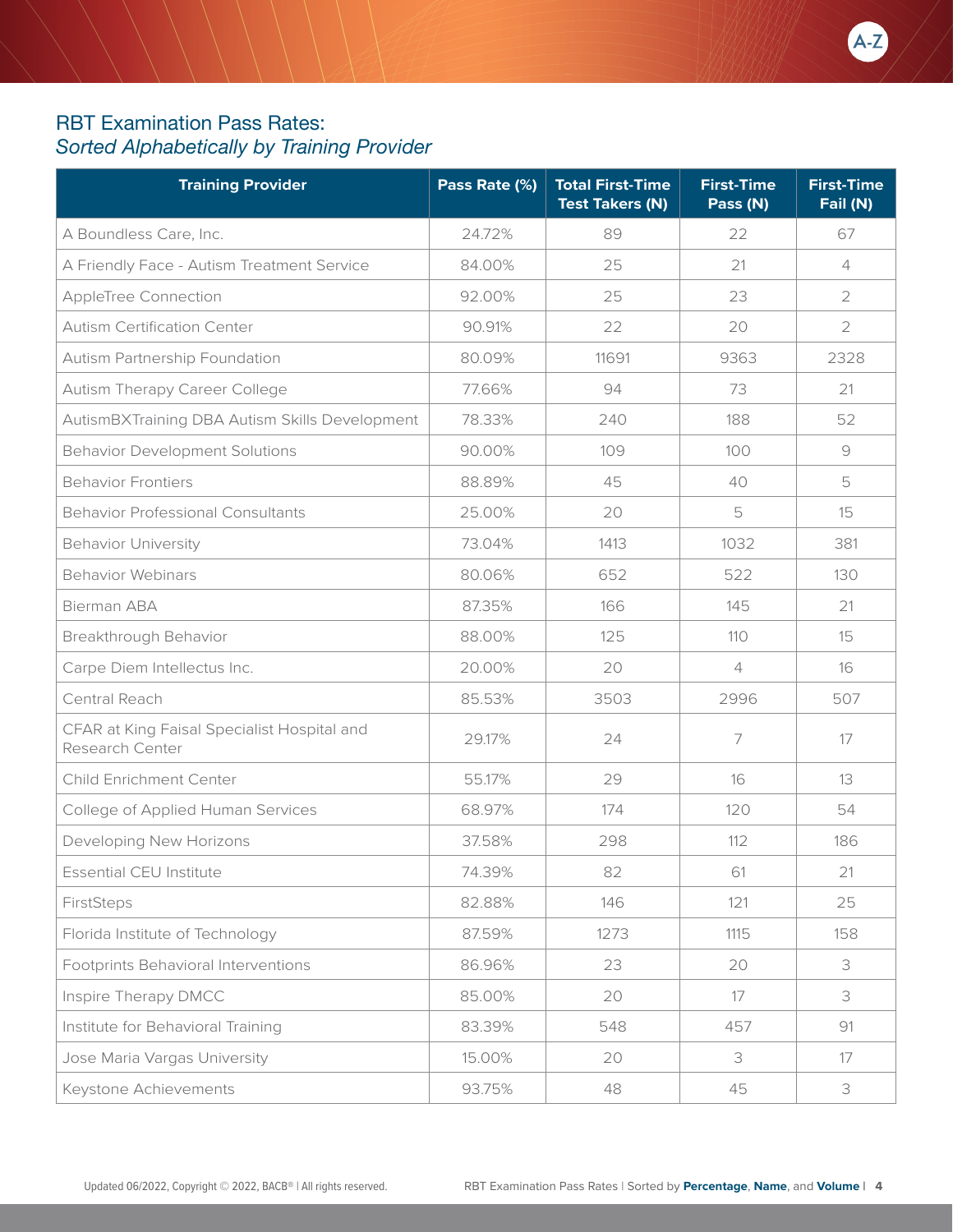## RBT Examination Pass Rates:
### *Sorted Alphabetically by Training Provider*

| Training Provider | Pass Rate (%) | Total First-Time Test Takers (N) | First-Time Pass (N) | First-Time Fail (N) |
|---|---|---|---|---|
| A Boundless Care, Inc. | 24.72% | 89 | 22 | 67 |
| A Friendly Face - Autism Treatment Service | 84.00% | 25 | 21 | 4 |
| AppleTree Connection | 92.00% | 25 | 23 | 2 |
| Autism Certification Center | 90.91% | 22 | 20 | 2 |
| Autism Partnership Foundation | 80.09% | 11691 | 9363 | 2328 |
| Autism Therapy Career College | 77.66% | 94 | 73 | 21 |
| AutismBXTraining DBA Autism Skills Development | 78.33% | 240 | 188 | 52 |
| Behavior Development Solutions | 90.00% | 109 | 100 | 9 |
| Behavior Frontiers | 88.89% | 45 | 40 | 5 |
| Behavior Professional Consultants | 25.00% | 20 | 5 | 15 |
| Behavior University | 73.04% | 1413 | 1032 | 381 |
| Behavior Webinars | 80.06% | 652 | 522 | 130 |
| Bierman ABA | 87.35% | 166 | 145 | 21 |
| Breakthrough Behavior | 88.00% | 125 | 110 | 15 |
| Carpe Diem Intellectus Inc. | 20.00% | 20 | 4 | 16 |
| Central Reach | 85.53% | 3503 | 2996 | 507 |
| CFAR at King Faisal Specialist Hospital and Research Center | 29.17% | 24 | 7 | 17 |
| Child Enrichment Center | 55.17% | 29 | 16 | 13 |
| College of Applied Human Services | 68.97% | 174 | 120 | 54 |
| Developing New Horizons | 37.58% | 298 | 112 | 186 |
| Essential CEU Institute | 74.39% | 82 | 61 | 21 |
| FirstSteps | 82.88% | 146 | 121 | 25 |
| Florida Institute of Technology | 87.59% | 1273 | 1115 | 158 |
| Footprints Behavioral Interventions | 86.96% | 23 | 20 | 3 |
| Inspire Therapy DMCC | 85.00% | 20 | 17 | 3 |
| Institute for Behavioral Training | 83.39% | 548 | 457 | 91 |
| Jose Maria Vargas University | 15.00% | 20 | 3 | 17 |
| Keystone Achievements | 93.75% | 48 | 45 | 3 |

Updated 06/2022, Copyright © 2022, BACB® | All rights reserved.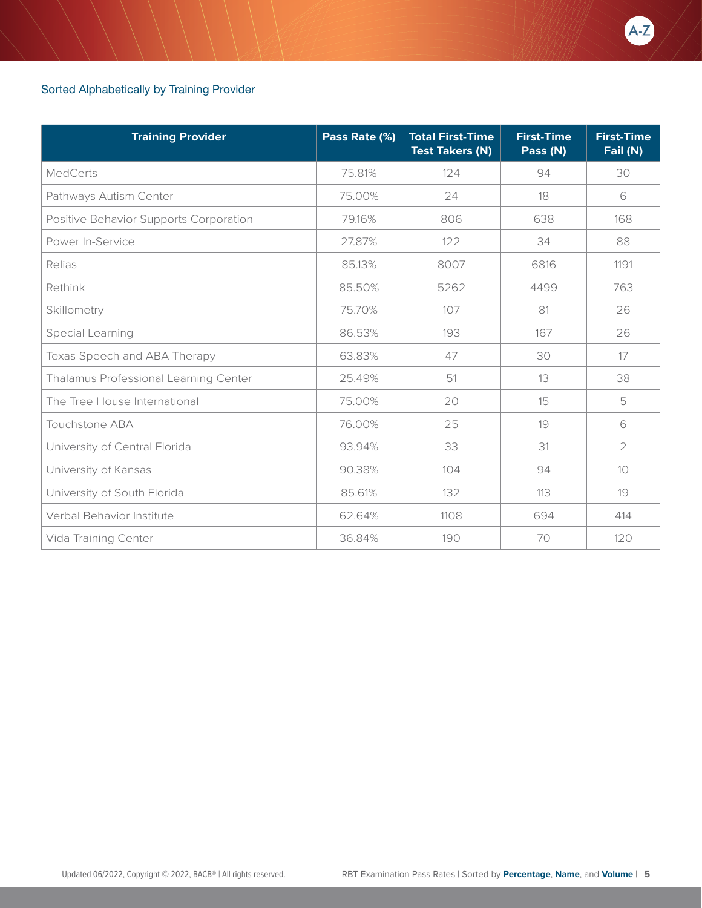Sorted Alphabetically by Training Provider

| Training Provider | Pass Rate (%) | Total First-Time Test Takers (N) | First-Time Pass (N) | First-Time Fail (N) |
|---|---|---|---|---|
| MedCerts | 75.81% | 124 | 94 | 30 |
| Pathways Autism Center | 75.00% | 24 | 18 | 6 |
| Positive Behavior Supports Corporation | 79.16% | 806 | 638 | 168 |
| Power In-Service | 27.87% | 122 | 34 | 88 |
| Relias | 85.13% | 8007 | 6816 | 1191 |
| Rethink | 85.50% | 5262 | 4499 | 763 |
| Skillometry | 75.70% | 107 | 81 | 26 |
| Special Learning | 86.53% | 193 | 167 | 26 |
| Texas Speech and ABA Therapy | 63.83% | 47 | 30 | 17 |
| Thalamus Professional Learning Center | 25.49% | 51 | 13 | 38 |
| The Tree House International | 75.00% | 20 | 15 | 5 |
| Touchstone ABA | 76.00% | 25 | 19 | 6 |
| University of Central Florida | 93.94% | 33 | 31 | 2 |
| University of Kansas | 90.38% | 104 | 94 | 10 |
| University of South Florida | 85.61% | 132 | 113 | 19 |
| Verbal Behavior Institute | 62.64% | 1108 | 694 | 414 |
| Vida Training Center | 36.84% | 190 | 70 | 120 |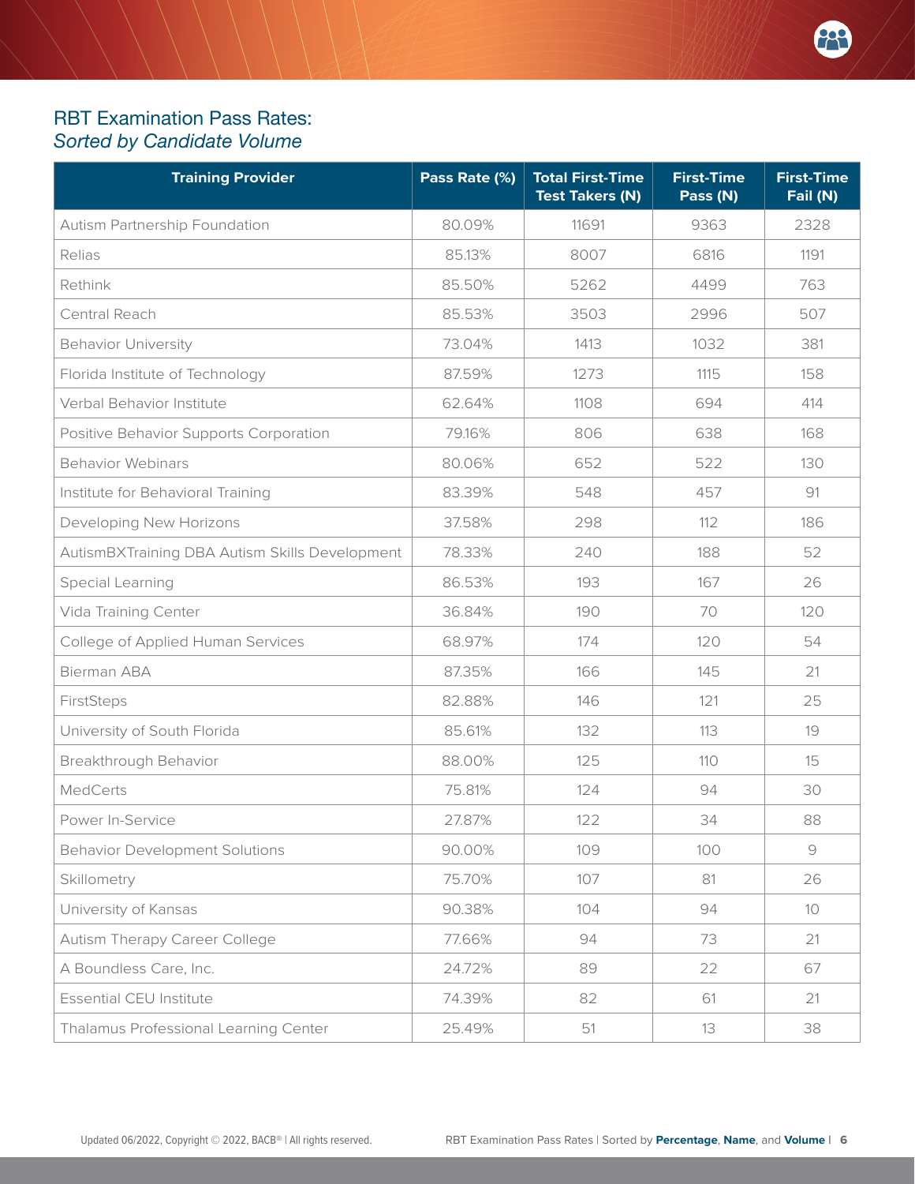## RBT Examination Pass Rates:
*Sorted by Candidate Volume*

| Training Provider | Pass Rate (%) | Total First-Time Test Takers (N) | First-Time Pass (N) | First-Time Fail (N) |
|---|---|---|---|---|
| Autism Partnership Foundation | 80.09% | 11691 | 9363 | 2328 |
| Relias | 85.13% | 8007 | 6816 | 1191 |
| Rethink | 85.50% | 5262 | 4499 | 763 |
| Central Reach | 85.53% | 3503 | 2996 | 507 |
| Behavior University | 73.04% | 1413 | 1032 | 381 |
| Florida Institute of Technology | 87.59% | 1273 | 1115 | 158 |
| Verbal Behavior Institute | 62.64% | 1108 | 694 | 414 |
| Positive Behavior Supports Corporation | 79.16% | 806 | 638 | 168 |
| Behavior Webinars | 80.06% | 652 | 522 | 130 |
| Institute for Behavioral Training | 83.39% | 548 | 457 | 91 |
| Developing New Horizons | 37.58% | 298 | 112 | 186 |
| AutismBXTraining DBA Autism Skills Development | 78.33% | 240 | 188 | 52 |
| Special Learning | 86.53% | 193 | 167 | 26 |
| Vida Training Center | 36.84% | 190 | 70 | 120 |
| College of Applied Human Services | 68.97% | 174 | 120 | 54 |
| Bierman ABA | 87.35% | 166 | 145 | 21 |
| FirstSteps | 82.88% | 146 | 121 | 25 |
| University of South Florida | 85.61% | 132 | 113 | 19 |
| Breakthrough Behavior | 88.00% | 125 | 110 | 15 |
| MedCerts | 75.81% | 124 | 94 | 30 |
| Power In-Service | 27.87% | 122 | 34 | 88 |
| Behavior Development Solutions | 90.00% | 109 | 100 | 9 |
| Skillometry | 75.70% | 107 | 81 | 26 |
| University of Kansas | 90.38% | 104 | 94 | 10 |
| Autism Therapy Career College | 77.66% | 94 | 73 | 21 |
| A Boundless Care, Inc. | 24.72% | 89 | 22 | 67 |
| Essential CEU Institute | 74.39% | 82 | 61 | 21 |
| Thalamus Professional Learning Center | 25.49% | 51 | 13 | 38 |

Updated 06/2022, Copyright © 2022, BACB® | All rights reserved.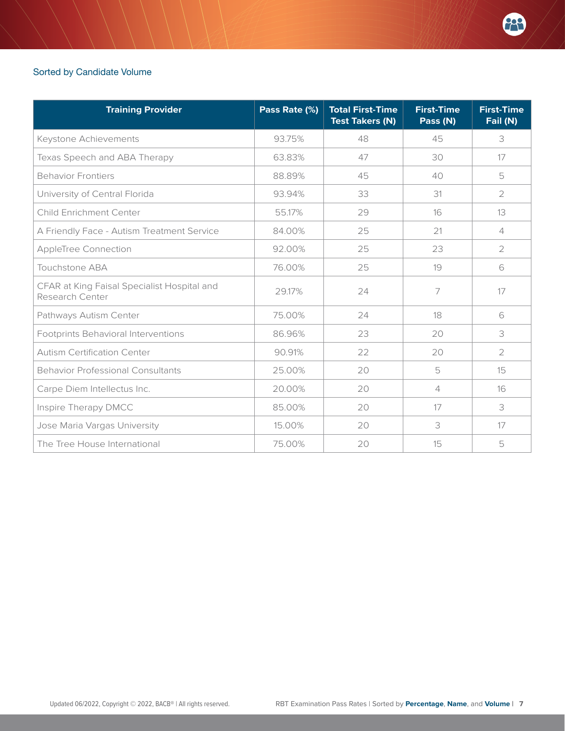Sorted by Candidate Volume

| Training Provider | Pass Rate (%) | Total First-Time Test Takers (N) | First-Time Pass (N) | First-Time Fail (N) |
|---|---|---|---|---|
| Keystone Achievements | 93.75% | 48 | 45 | 3 |
| Texas Speech and ABA Therapy | 63.83% | 47 | 30 | 17 |
| Behavior Frontiers | 88.89% | 45 | 40 | 5 |
| University of Central Florida | 93.94% | 33 | 31 | 2 |
| Child Enrichment Center | 55.17% | 29 | 16 | 13 |
| A Friendly Face - Autism Treatment Service | 84.00% | 25 | 21 | 4 |
| AppleTree Connection | 92.00% | 25 | 23 | 2 |
| Touchstone ABA | 76.00% | 25 | 19 | 6 |
| CFAR at King Faisal Specialist Hospital and Research Center | 29.17% | 24 | 7 | 17 |
| Pathways Autism Center | 75.00% | 24 | 18 | 6 |
| Footprints Behavioral Interventions | 86.96% | 23 | 20 | 3 |
| Autism Certification Center | 90.91% | 22 | 20 | 2 |
| Behavior Professional Consultants | 25.00% | 20 | 5 | 15 |
| Carpe Diem Intellectus Inc. | 20.00% | 20 | 4 | 16 |
| Inspire Therapy DMCC | 85.00% | 20 | 17 | 3 |
| Jose Maria Vargas University | 15.00% | 20 | 3 | 17 |
| The Tree House International | 75.00% | 20 | 15 | 5 |